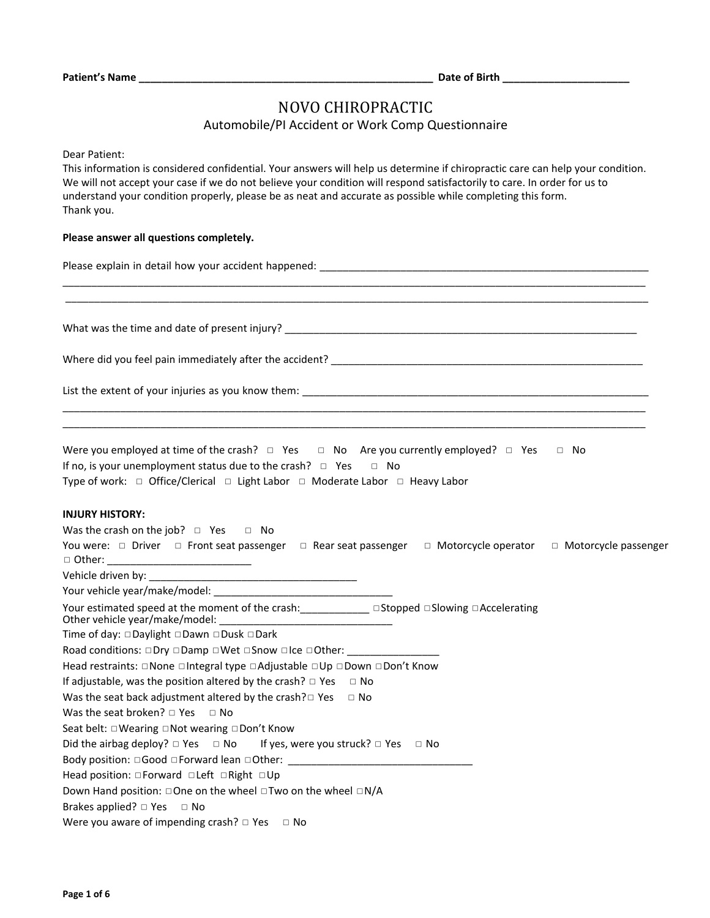**Patient's Name** ___________________________________________________ **Date of Birth** ______________________

# NOVO CHIROPRACTIC

## Automobile/PI Accident or Work Comp Questionnaire

Dear Patient:
This information is considered confidential. Your answers will help us determine if chiropractic care can help your condition. We will not accept your case if we do not believe your condition will respond satisfactorily to care. In order for us to understand your condition properly, please be as neat and accurate as possible while completing this form.
Thank you.

**Please answer all questions completely.**

Please explain in detail how your accident happened: ___________________________________________________________
_____________________________________________________________________________________________________
_____________________________________________________________________________________________________

What was the time and date of present injury? ______________________________________________________________

Where did you feel pain immediately after the accident? ______________________________________________________

List the extent of your injuries as you know them: ____________________________________________________________
_____________________________________________________________________________________________________
_____________________________________________________________________________________________________

Were you employed at time of the crash? □ Yes □ No Are you currently employed? □ Yes □ No
If no, is your unemployment status due to the crash? □ Yes □ No
Type of work: □ Office/Clerical □ Light Labor □ Moderate Labor □ Heavy Labor

**INJURY HISTORY:**

Was the crash on the job? □ Yes □ No
You were: □ Driver □ Front seat passenger □ Rear seat passenger □ Motorcycle operator □ Motorcycle passenger □ Other: _________________________
Vehicle driven by: ____________________________________
Your vehicle year/make/model: _______________________________
Your estimated speed at the moment of the crash:____________ □Stopped □Slowing □Accelerating
Other vehicle year/make/model: _______________________________
Time of day: □Daylight □Dawn □Dusk □Dark
Road conditions: □Dry □Damp □Wet □Snow □Ice □Other: _______________
Head restraints: □None □Integral type □Adjustable □Up □Down □Don't Know
If adjustable, was the position altered by the crash? □ Yes □ No
Was the seat back adjustment altered by the crash?□ Yes □ No
Was the seat broken? □ Yes □ No
Seat belt: □Wearing □Not wearing □Don't Know
Did the airbag deploy? □ Yes □ No If yes, were you struck? □ Yes □ No
Body position: □Good □Forward lean □Other: ________________________________
Head position: □Forward □Left □Right □Up
Down Hand position: □One on the wheel □Two on the wheel □N/A
Brakes applied? □ Yes □ No
Were you aware of impending crash? □ Yes □ No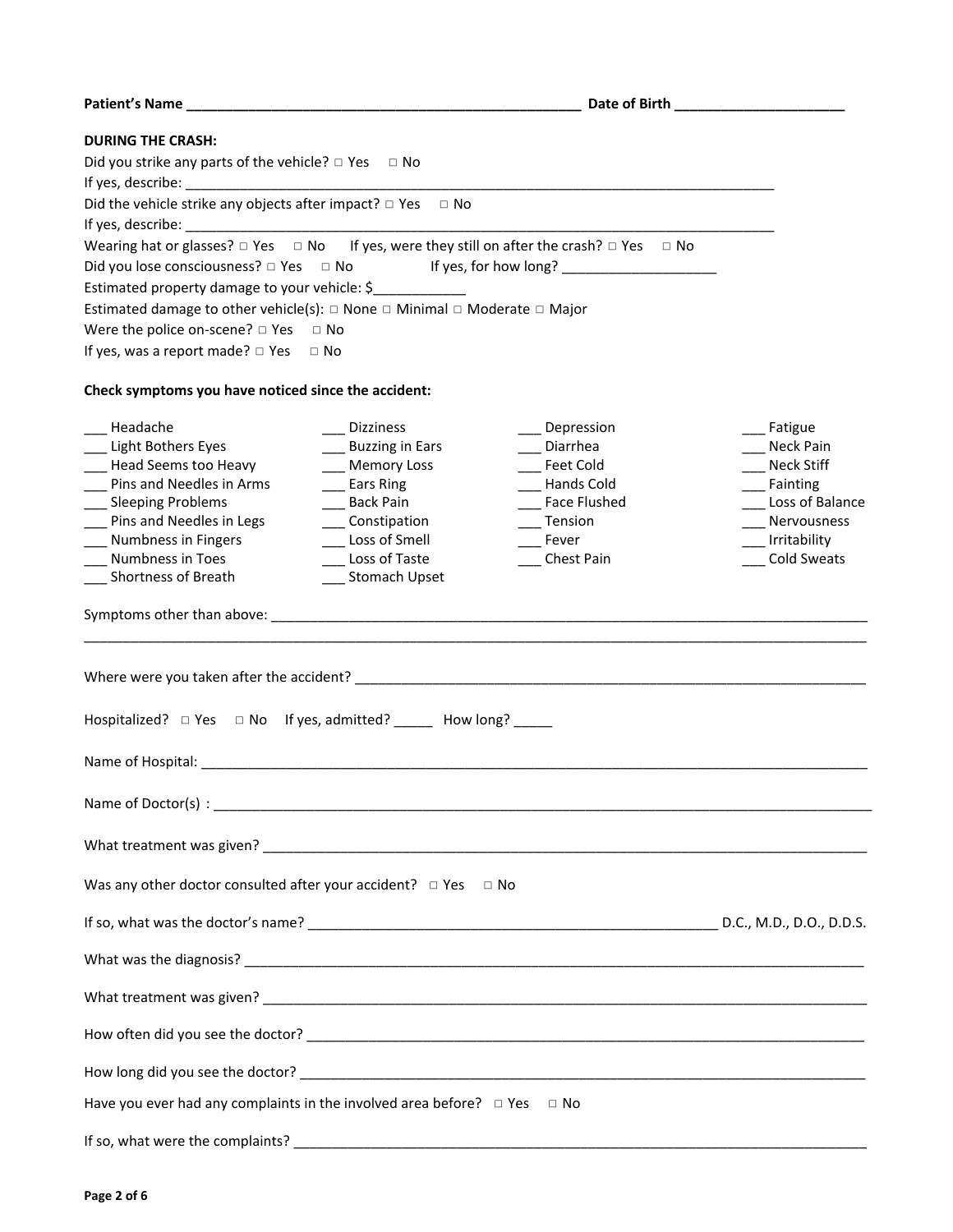**Patient's Name** ___________________________________________________ **Date of Birth** ______________________

**DURING THE CRASH:**

Did you strike any parts of the vehicle? □ Yes □ No

If yes, describe: ________________________________________________________________________________

Did the vehicle strike any objects after impact? □ Yes □ No

If yes, describe: ________________________________________________________________________________

Wearing hat or glasses? □ Yes □ No If yes, were they still on after the crash? □ Yes □ No

Did you lose consciousness? □ Yes □ No If yes, for how long? ____________________

Estimated property damage to your vehicle: $____________

Estimated damage to other vehicle(s): □ None □ Minimal □ Moderate □ Major

Were the police on-scene? □ Yes □ No

If yes, was a report made? □ Yes □ No

**Check symptoms you have noticed since the accident:**

| | | | |
|---|---|---|---|
| ___ Headache | ___ Dizziness | ___ Depression | ___ Fatigue |
| ___ Light Bothers Eyes | ___ Buzzing in Ears | ___ Diarrhea | ___ Neck Pain |
| ___ Head Seems too Heavy | ___ Memory Loss | ___ Feet Cold | ___ Neck Stiff |
| ___ Pins and Needles in Arms | ___ Ears Ring | ___ Hands Cold | ___ Fainting |
| ___ Sleeping Problems | ___ Back Pain | ___ Face Flushed | ___ Loss of Balance |
| ___ Pins and Needles in Legs | ___ Constipation | ___ Tension | ___ Nervousness |
| ___ Numbness in Fingers | ___ Loss of Smell | ___ Fever | ___ Irritability |
| ___ Numbness in Toes | ___ Loss of Taste | ___ Chest Pain | ___ Cold Sweats |
| ___ Shortness of Breath | ___ Stomach Upset | | |

Symptoms other than above: ______________________________________________________________________

_____________________________________________________________________________________________

Where were you taken after the accident? ____________________________________________________________

Hospitalized? □ Yes □ No If yes, admitted? _____ How long? _____

Name of Hospital: ________________________________________________________________________________

Name of Doctor(s) : _______________________________________________________________________________

What treatment was given? __________________________________________________________________________

Was any other doctor consulted after your accident? □ Yes □ No

If so, what was the doctor's name? _____________________________________________ D.C., M.D., D.O., D.D.S.

What was the diagnosis? ____________________________________________________________________________

What treatment was given? __________________________________________________________________________

How often did you see the doctor? ____________________________________________________________________

How long did you see the doctor? _____________________________________________________________________

Have you ever had any complaints in the involved area before? □ Yes □ No

If so, what were the complaints? ______________________________________________________________________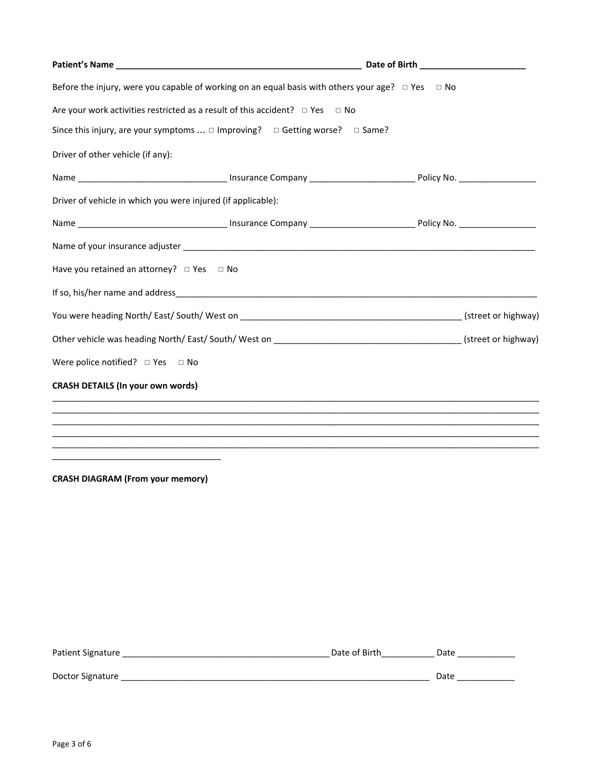**Patient's Name ___________________________________________________ Date of Birth _____________________**

Before the injury, were you capable of working on an equal basis with others your age? □ Yes □ No

Are your work activities restricted as a result of this accident? □ Yes □ No

Since this injury, are your symptoms ... □ Improving? □ Getting worse? □ Same?

Driver of other vehicle (if any):

Name ______________________________ Insurance Company _____________________ Policy No. ________________

Driver of vehicle in which you were injured (if applicable):

Name ______________________________ Insurance Company _____________________ Policy No. ________________

Name of your insurance adjuster ___________________________________________________________________________

Have you retained an attorney? □ Yes □ No

If so, his/her name and address________________________________________________________________________________

You were heading North/ East/ South/ West on _____________________________________________ (street or highway)

Other vehicle was heading North/ East/ South/ West on ______________________________________ (street or highway)

Were police notified? □ Yes □ No

**CRASH DETAILS (In your own words)**

_____________________________________________________________________________________________________
_____________________________________________________________________________________________________
_____________________________________________________________________________________________________
_____________________________________________________________________________________________________
_____________________________________________________________________________________________________
__________________________________

**CRASH DIAGRAM (From your memory)**

Patient Signature __________________________________________ Date of Birth___________ Date ____________

Doctor Signature _________________________________________________________________ Date ____________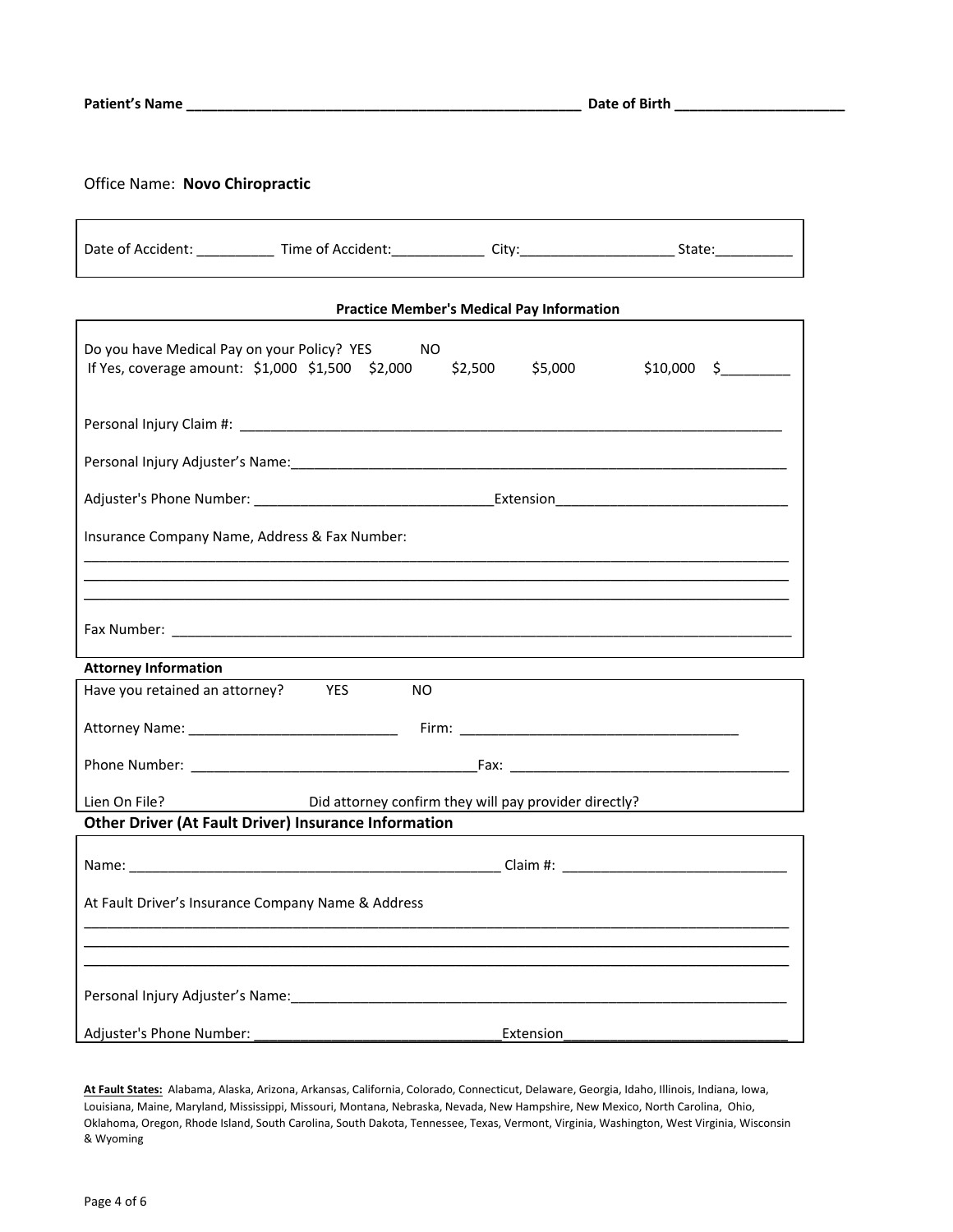**Patient's Name** ____________________________________________________ **Date of Birth** ______________________

Office Name: **Novo Chiropractic**

Date of Accident: __________ Time of Accident:____________ City:____________________ State:__________

**Practice Member's Medical Pay Information**

Do you have Medical Pay on your Policy? YES NO
If Yes, coverage amount: $1,000 $1,500 $2,000 $2,500 $5,000 $10,000 $_________

Personal Injury Claim #: ___________________________________________________________________________

Personal Injury Adjuster's Name:____________________________________________________________________

Adjuster's Phone Number: ________________________________Extension_______________________________

Insurance Company Name, Address & Fax Number:
_______________________________________________________________________________________________
_______________________________________________________________________________________________
_______________________________________________________________________________________________

Fax Number: ____________________________________________________________________________________

**Attorney Information**

Have you retained an attorney? YES NO

Attorney Name: ___________________________ Firm: ____________________________________

Phone Number: _____________________________________Fax: ____________________________________

Lien On File? Did attorney confirm they will pay provider directly?

**Other Driver (At Fault Driver) Insurance Information**

Name: _______________________________________________ Claim #: ______________________________

At Fault Driver's Insurance Company Name & Address
_______________________________________________________________________________________________
_______________________________________________________________________________________________
_______________________________________________________________________________________________

Personal Injury Adjuster's Name:____________________________________________________________________

Adjuster's Phone Number: _________________________________Extension______________________________

**At Fault States:** Alabama, Alaska, Arizona, Arkansas, California, Colorado, Connecticut, Delaware, Georgia, Idaho, Illinois, Indiana, Iowa, Louisiana, Maine, Maryland, Mississippi, Missouri, Montana, Nebraska, Nevada, New Hampshire, New Mexico, North Carolina, Ohio, Oklahoma, Oregon, Rhode Island, South Carolina, South Dakota, Tennessee, Texas, Vermont, Virginia, Washington, West Virginia, Wisconsin & Wyoming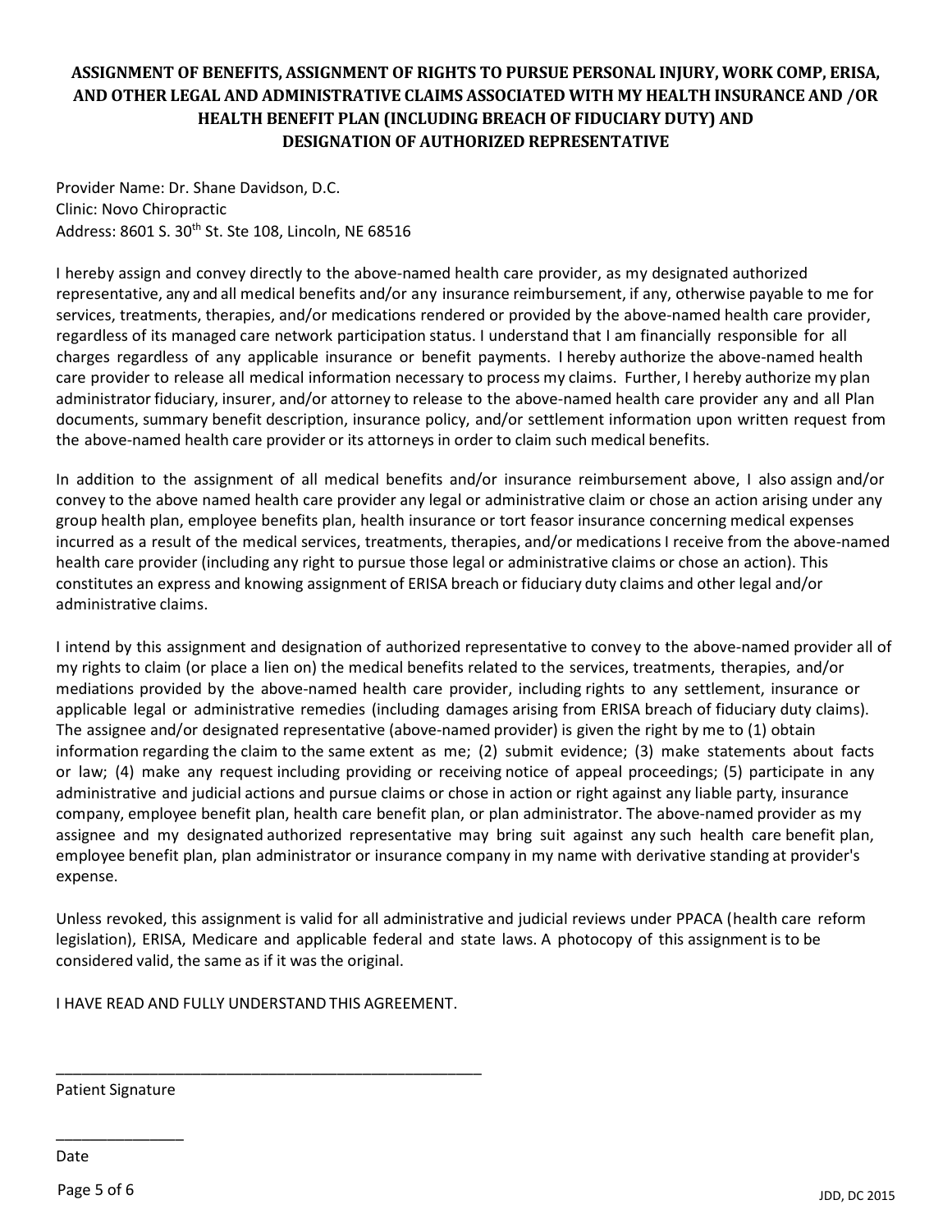# ASSIGNMENT OF BENEFITS, ASSIGNMENT OF RIGHTS TO PURSUE PERSONAL INJURY, WORK COMP, ERISA, AND OTHER LEGAL AND ADMINISTRATIVE CLAIMS ASSOCIATED WITH MY HEALTH INSURANCE AND /OR HEALTH BENEFIT PLAN (INCLUDING BREACH OF FIDUCIARY DUTY) AND DESIGNATION OF AUTHORIZED REPRESENTATIVE

Provider Name: Dr. Shane Davidson, D.C.
Clinic: Novo Chiropractic
Address: 8601 S. 30th St. Ste 108, Lincoln, NE 68516

I hereby assign and convey directly to the above-named health care provider, as my designated authorized representative, any and all medical benefits and/or any insurance reimbursement, if any, otherwise payable to me for services, treatments, therapies, and/or medications rendered or provided by the above-named health care provider, regardless of its managed care network participation status. I understand that I am financially responsible for all charges regardless of any applicable insurance or benefit payments. I hereby authorize the above-named health care provider to release all medical information necessary to process my claims. Further, I hereby authorize my plan administrator fiduciary, insurer, and/or attorney to release to the above-named health care provider any and all Plan documents, summary benefit description, insurance policy, and/or settlement information upon written request from the above-named health care provider or its attorneys in order to claim such medical benefits.

In addition to the assignment of all medical benefits and/or insurance reimbursement above, I also assign and/or convey to the above named health care provider any legal or administrative claim or chose an action arising under any group health plan, employee benefits plan, health insurance or tort feasor insurance concerning medical expenses incurred as a result of the medical services, treatments, therapies, and/or medications I receive from the above-named health care provider (including any right to pursue those legal or administrative claims or chose an action). This constitutes an express and knowing assignment of ERISA breach or fiduciary duty claims and other legal and/or administrative claims.

I intend by this assignment and designation of authorized representative to convey to the above-named provider all of my rights to claim (or place a lien on) the medical benefits related to the services, treatments, therapies, and/or mediations provided by the above-named health care provider, including rights to any settlement, insurance or applicable legal or administrative remedies (including damages arising from ERISA breach of fiduciary duty claims). The assignee and/or designated representative (above-named provider) is given the right by me to (1) obtain information regarding the claim to the same extent as me; (2) submit evidence; (3) make statements about facts or law; (4) make any request including providing or receiving notice of appeal proceedings; (5) participate in any administrative and judicial actions and pursue claims or chose in action or right against any liable party, insurance company, employee benefit plan, health care benefit plan, or plan administrator. The above-named provider as my assignee and my designated authorized representative may bring suit against any such health care benefit plan, employee benefit plan, plan administrator or insurance company in my name with derivative standing at provider's expense.

Unless revoked, this assignment is valid for all administrative and judicial reviews under PPACA (health care reform legislation), ERISA, Medicare and applicable federal and state laws. A photocopy of this assignment is to be considered valid, the same as if it was the original.

I HAVE READ AND FULLY UNDERSTAND THIS AGREEMENT.

_____________________________________________________
Patient Signature

_______________
Date

JDD, DC 2015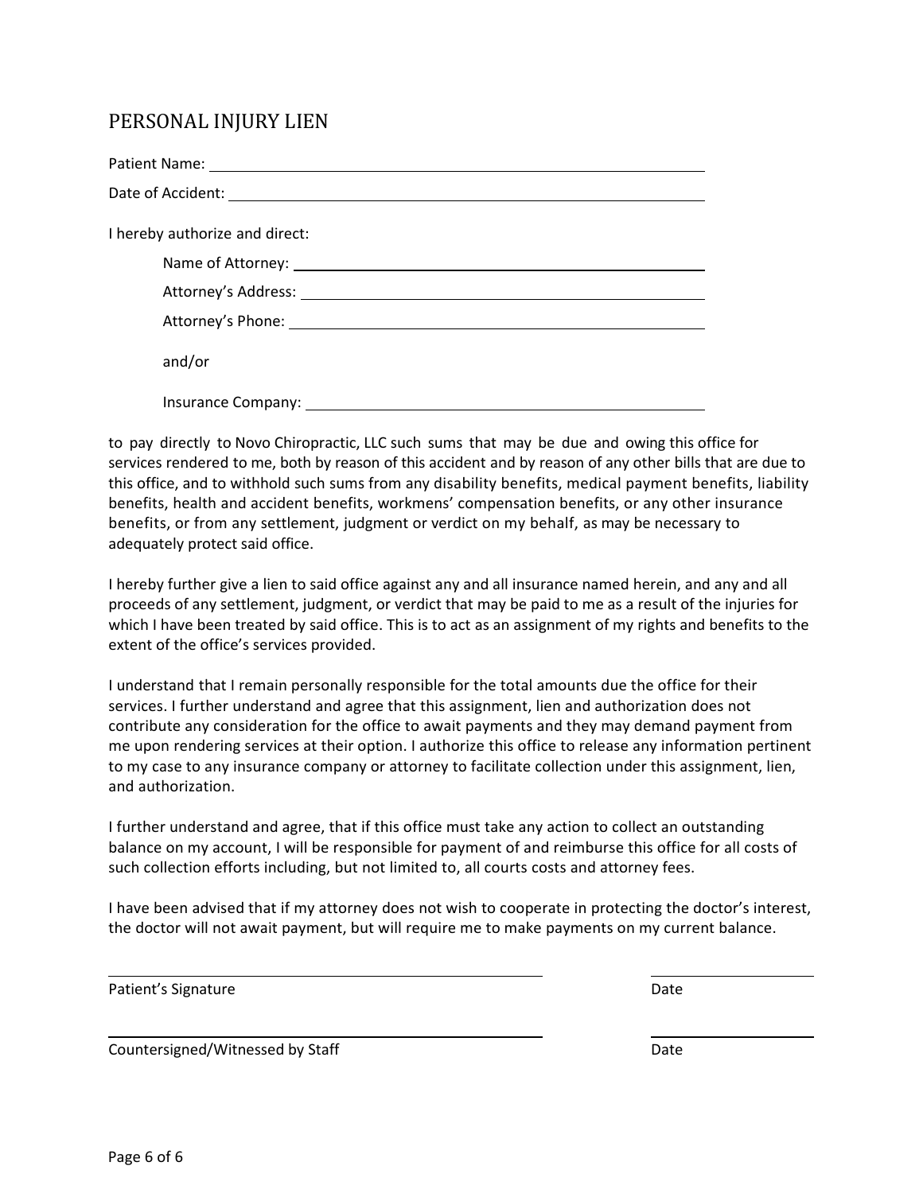# PERSONAL INJURY LIEN

Patient Name: ______________________________________________

Date of Accident: ______________________________________________

I hereby authorize and direct:

Name of Attorney: ______________________________________________

Attorney's Address: ______________________________________________

Attorney's Phone: ______________________________________________

and/or

Insurance Company: ______________________________________________

to pay directly to Novo Chiropractic, LLC such sums that may be due and owing this office for services rendered to me, both by reason of this accident and by reason of any other bills that are due to this office, and to withhold such sums from any disability benefits, medical payment benefits, liability benefits, health and accident benefits, workmens' compensation benefits, or any other insurance benefits, or from any settlement, judgment or verdict on my behalf, as may be necessary to adequately protect said office.

I hereby further give a lien to said office against any and all insurance named herein, and any and all proceeds of any settlement, judgment, or verdict that may be paid to me as a result of the injuries for which I have been treated by said office. This is to act as an assignment of my rights and benefits to the extent of the office's services provided.

I understand that I remain personally responsible for the total amounts due the office for their services. I further understand and agree that this assignment, lien and authorization does not contribute any consideration for the office to await payments and they may demand payment from me upon rendering services at their option. I authorize this office to release any information pertinent to my case to any insurance company or attorney to facilitate collection under this assignment, lien, and authorization.

I further understand and agree, that if this office must take any action to collect an outstanding balance on my account, I will be responsible for payment of and reimburse this office for all costs of such collection efforts including, but not limited to, all courts costs and attorney fees.

I have been advised that if my attorney does not wish to cooperate in protecting the doctor's interest, the doctor will not await payment, but will require me to make payments on my current balance.

______________________________________________ ____________________

Patient's Signature Date

______________________________________________ ____________________

Countersigned/Witnessed by Staff Date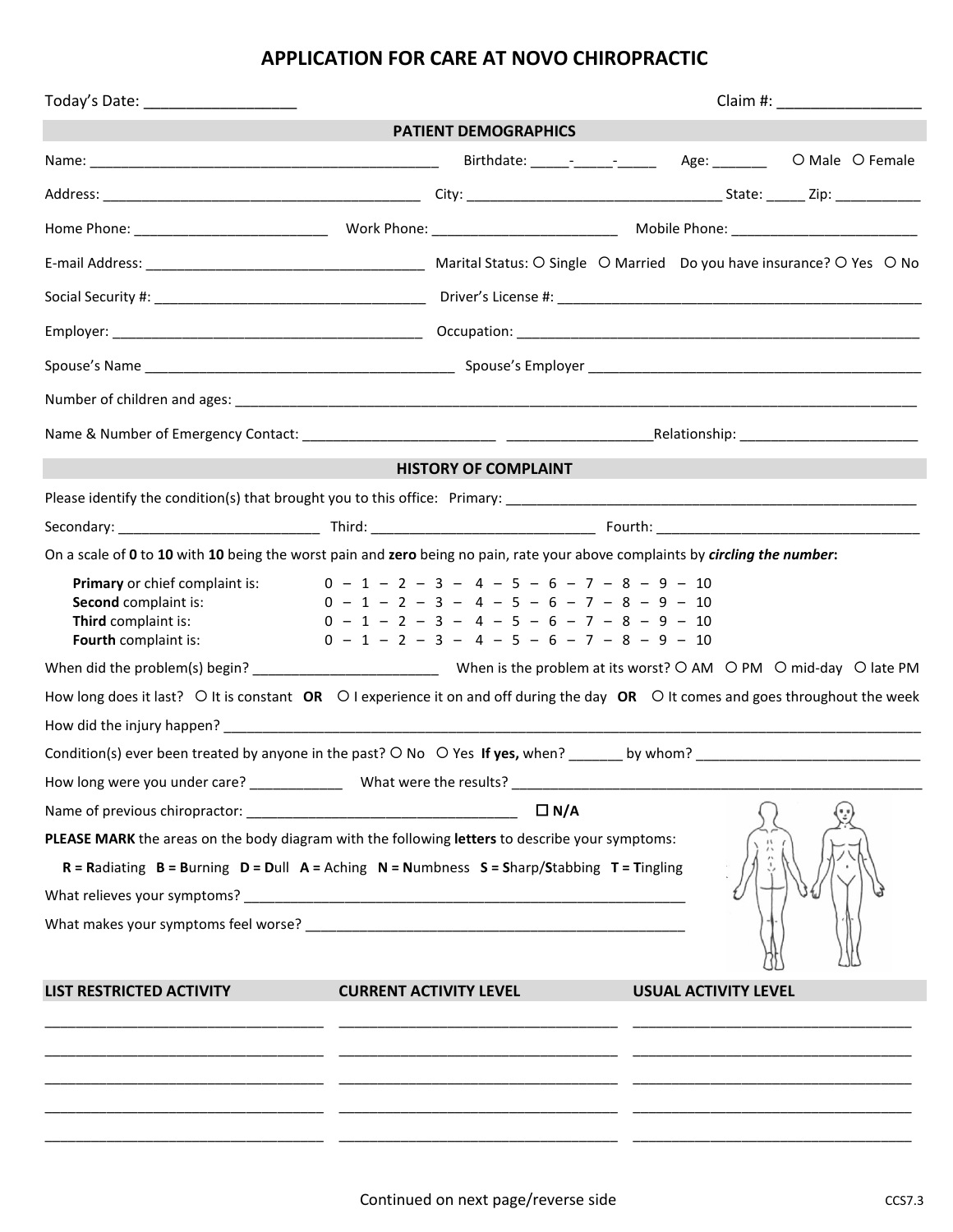# APPLICATION FOR CARE AT NOVO CHIROPRACTIC

Today's Date: __________________ Claim #: _________________

## PATIENT DEMOGRAPHICS

Name: _____________________________________________ Birthdate: _____-_____-_____ Age: _______ ○ Male ○ Female

Address: _________________________________________ City: _________________________________ State: _____ Zip: ___________

Home Phone: _________________________ Work Phone: _________________________ Mobile Phone: _________________________

E-mail Address: ____________________________________ Marital Status: ○ Single ○ Married Do you have insurance? ○ Yes ○ No

Social Security #: ___________________________________ Driver's License #: _______________________________________________

Employer: _________________________________________ Occupation: ______________________________________________________

Spouse's Name ___________________________________________ Spouse's Employer _____________________________________________

Number of children and ages: ____________________________________________________________________________________________

Name & Number of Emergency Contact: _________________________ ___________________Relationship: ________________________

## HISTORY OF COMPLAINT

Please identify the condition(s) that brought you to this office: Primary: ______________________________________________________

Secondary: __________________________ Third: _____________________________ Fourth: ___________________________________

On a scale of **0** to **10** with **10** being the worst pain and **zero** being no pain, rate your above complaints by ***circling the number***:

**Primary** or chief complaint is: 0 – 1 – 2 – 3 – 4 – 5 – 6 – 7 – 8 – 9 – 10
**Second** complaint is: 0 – 1 – 2 – 3 – 4 – 5 – 6 – 7 – 8 – 9 – 10
**Third** complaint is: 0 – 1 – 2 – 3 – 4 – 5 – 6 – 7 – 8 – 9 – 10
**Fourth** complaint is: 0 – 1 – 2 – 3 – 4 – 5 – 6 – 7 – 8 – 9 – 10

When did the problem(s) begin? ________________________ When is the problem at its worst? ○ AM ○ PM ○ mid-day ○ late PM

How long does it last? ○ It is constant **OR** ○ I experience it on and off during the day **OR** ○ It comes and goes throughout the week

How did the injury happen? ______________________________________________________________________________________________

Condition(s) ever been treated by anyone in the past? ○ No ○ Yes **If yes,** when? _______ by whom? ______________________________

How long were you under care? ____________ What were the results? ______________________________________________________

Name of previous chiropractor: ___________________________________ ☐ **N/A**

**PLEASE MARK** the areas on the body diagram with the following **letters** to describe your symptoms:

**R** = **R**adiating **B** = **B**urning **D** = **D**ull **A** = Aching **N** = **N**umbness **S** = **S**harp/**S**tabbing **T** = **T**ingling

What relieves your symptoms? ___________________________________________________________

What makes your symptoms feel worse? ____________________________________________________

| LIST RESTRICTED ACTIVITY | CURRENT ACTIVITY LEVEL | USUAL ACTIVITY LEVEL |
|---|---|---|
| | | |
| | | |
| | | |
| | | |
| | | |

Continued on next page/reverse side

CCS7.3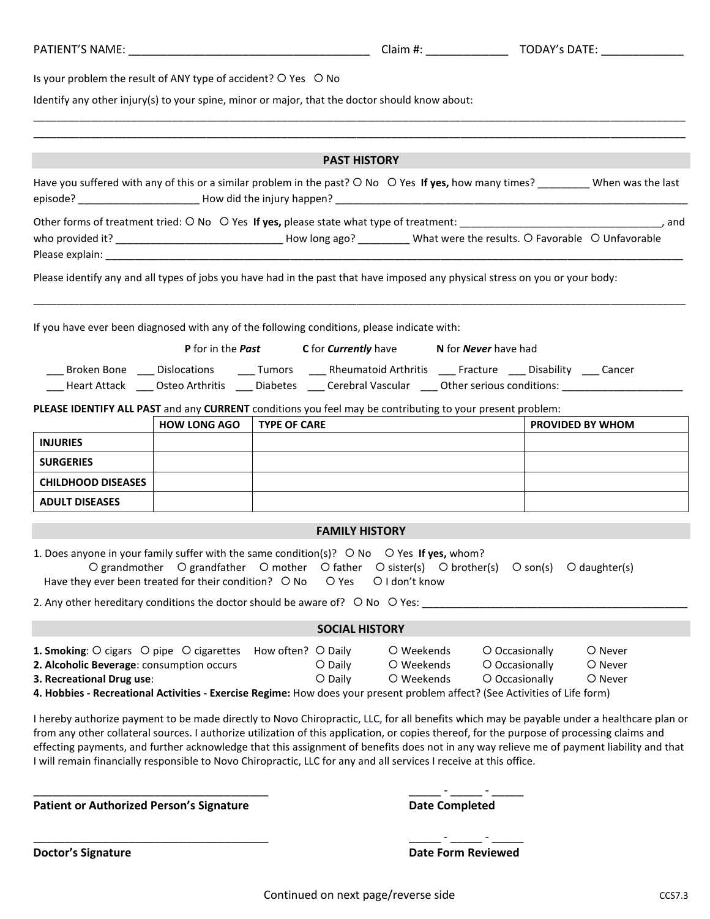PATIENT'S NAME: ______________________________________ Claim #: _____________ TODAY's DATE: _____________

Is your problem the result of ANY type of accident? ○ Yes ○ No

Identify any other injury(s) to your spine, minor or major, that the doctor should know about:

________________________________________________________________________________________________________

________________________________________________________________________________________________________

## PAST HISTORY

Have you suffered with any of this or a similar problem in the past? ○ No ○ Yes **If yes,** how many times? _________ When was the last episode? ____________________ How did the injury happen? _______________________________________________________________

Other forms of treatment tried: ○ No ○ Yes **If yes,** please state what type of treatment: ___________________________________, and who provided it? _____________________________ How long ago? _________ What were the results. ○ Favorable ○ Unfavorable Please explain: ______________________________________________________________________________________________

Please identify any and all types of jobs you have had in the past that have imposed any physical stress on you or your body:

________________________________________________________________________________________________________

If you have ever been diagnosed with any of the following conditions, please indicate with:

**P** for in the ***Past*** **C** for ***Currently*** have **N** for ***Never*** have had

___ Broken Bone ___ Dislocations ___ Tumors ___ Rheumatoid Arthritis ___ Fracture ___ Disability ___ Cancer
___ Heart Attack ___ Osteo Arthritis ___ Diabetes ___ Cerebral Vascular ___ Other serious conditions: _____________________

**PLEASE IDENTIFY ALL PAST** and any **CURRENT** conditions you feel may be contributing to your present problem:

| | HOW LONG AGO | TYPE OF CARE | PROVIDED BY WHOM |
|---|---|---|---|
| **INJURIES** | | | |
| **SURGERIES** | | | |
| **CHILDHOOD DISEASES** | | | |
| **ADULT DISEASES** | | | |

## FAMILY HISTORY

1. Does anyone in your family suffer with the same condition(s)? ○ No ○ Yes **If yes,** whom?
   ○ grandmother ○ grandfather ○ mother ○ father ○ sister(s) ○ brother(s) ○ son(s) ○ daughter(s)
   Have they ever been treated for their condition? ○ No ○ Yes ○ I don't know

2. Any other hereditary conditions the doctor should be aware of? ○ No ○ Yes: ______________________________________________

## SOCIAL HISTORY

**1. Smoking**: ○ cigars ○ pipe ○ cigarettes How often? ○ Daily ○ Weekends ○ Occasionally ○ Never
**2. Alcoholic Beverage**: consumption occurs ○ Daily ○ Weekends ○ Occasionally ○ Never
**3. Recreational Drug use**: ○ Daily ○ Weekends ○ Occasionally ○ Never
**4. Hobbies - Recreational Activities - Exercise Regime:** How does your present problem affect? (See Activities of Life form)

I hereby authorize payment to be made directly to Novo Chiropractic, LLC, for all benefits which may be payable under a healthcare plan or from any other collateral sources. I authorize utilization of this application, or copies thereof, for the purpose of processing claims and effecting payments, and further acknowledge that this assignment of benefits does not in any way relieve me of payment liability and that I will remain financially responsible to Novo Chiropractic, LLC for any and all services I receive at this office.

_______________________________________ _____ - _____ - _____
**Patient or Authorized Person's Signature** **Date Completed**

_______________________________________ _____ - _____ - _____
**Doctor's Signature** **Date Form Reviewed**

Continued on next page/reverse side

CCS7.3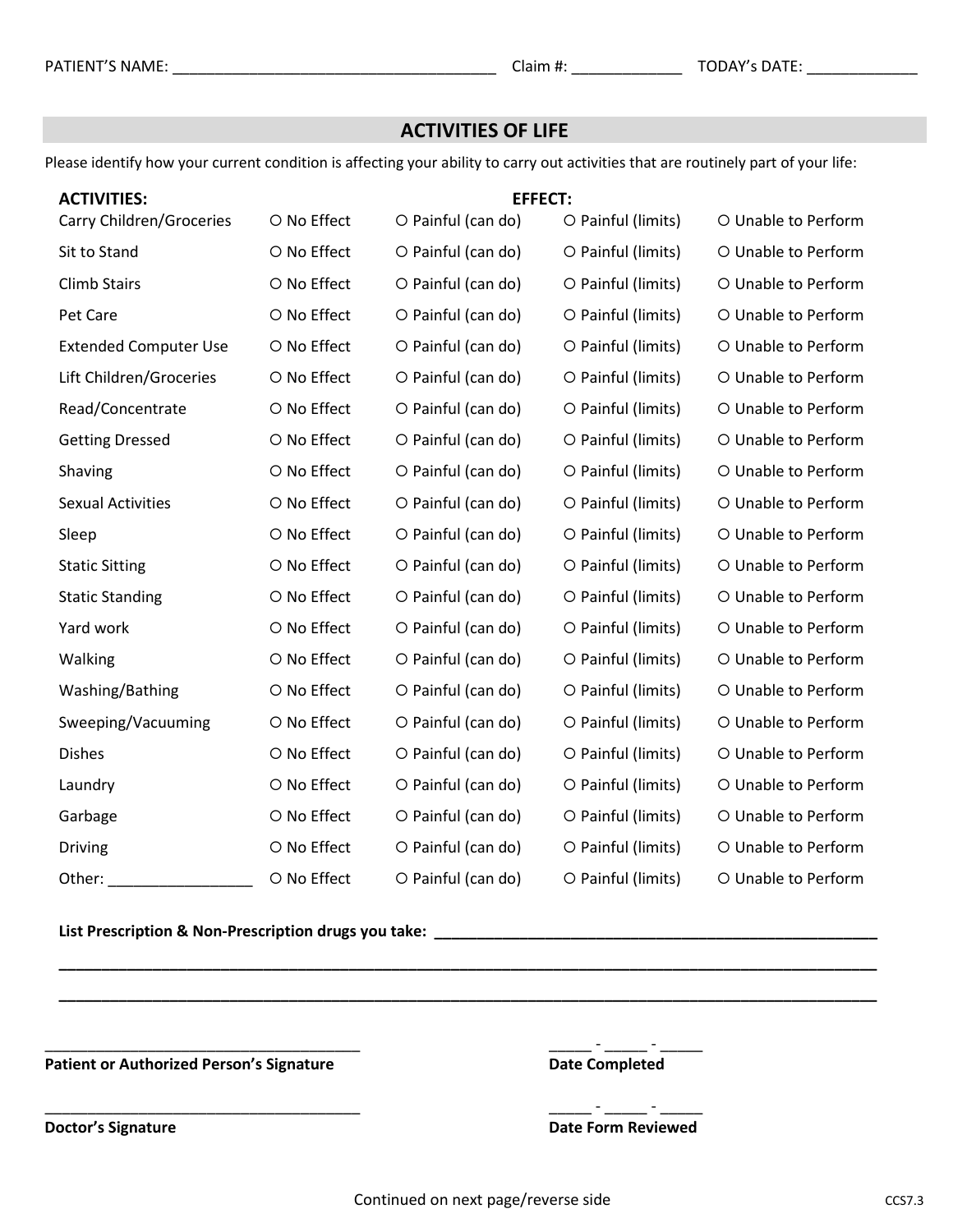PATIENT'S NAME: ______________________________________ Claim #: _____________ TODAY's DATE: _____________

## ACTIVITIES OF LIFE

Please identify how your current condition is affecting your ability to carry out activities that are routinely part of your life:

| ACTIVITIES: | EFFECT: | | | |
|---|---|---|---|---|
| Carry Children/Groceries | ○ No Effect | ○ Painful (can do) | ○ Painful (limits) | ○ Unable to Perform |
| Sit to Stand | ○ No Effect | ○ Painful (can do) | ○ Painful (limits) | ○ Unable to Perform |
| Climb Stairs | ○ No Effect | ○ Painful (can do) | ○ Painful (limits) | ○ Unable to Perform |
| Pet Care | ○ No Effect | ○ Painful (can do) | ○ Painful (limits) | ○ Unable to Perform |
| Extended Computer Use | ○ No Effect | ○ Painful (can do) | ○ Painful (limits) | ○ Unable to Perform |
| Lift Children/Groceries | ○ No Effect | ○ Painful (can do) | ○ Painful (limits) | ○ Unable to Perform |
| Read/Concentrate | ○ No Effect | ○ Painful (can do) | ○ Painful (limits) | ○ Unable to Perform |
| Getting Dressed | ○ No Effect | ○ Painful (can do) | ○ Painful (limits) | ○ Unable to Perform |
| Shaving | ○ No Effect | ○ Painful (can do) | ○ Painful (limits) | ○ Unable to Perform |
| Sexual Activities | ○ No Effect | ○ Painful (can do) | ○ Painful (limits) | ○ Unable to Perform |
| Sleep | ○ No Effect | ○ Painful (can do) | ○ Painful (limits) | ○ Unable to Perform |
| Static Sitting | ○ No Effect | ○ Painful (can do) | ○ Painful (limits) | ○ Unable to Perform |
| Static Standing | ○ No Effect | ○ Painful (can do) | ○ Painful (limits) | ○ Unable to Perform |
| Yard work | ○ No Effect | ○ Painful (can do) | ○ Painful (limits) | ○ Unable to Perform |
| Walking | ○ No Effect | ○ Painful (can do) | ○ Painful (limits) | ○ Unable to Perform |
| Washing/Bathing | ○ No Effect | ○ Painful (can do) | ○ Painful (limits) | ○ Unable to Perform |
| Sweeping/Vacuuming | ○ No Effect | ○ Painful (can do) | ○ Painful (limits) | ○ Unable to Perform |
| Dishes | ○ No Effect | ○ Painful (can do) | ○ Painful (limits) | ○ Unable to Perform |
| Laundry | ○ No Effect | ○ Painful (can do) | ○ Painful (limits) | ○ Unable to Perform |
| Garbage | ○ No Effect | ○ Painful (can do) | ○ Painful (limits) | ○ Unable to Perform |
| Driving | ○ No Effect | ○ Painful (can do) | ○ Painful (limits) | ○ Unable to Perform |
| Other: _________________ | ○ No Effect | ○ Painful (can do) | ○ Painful (limits) | ○ Unable to Perform |

**List Prescription & Non-Prescription drugs you take:** ____________________________________________________

____________________________________________________________________________________________

____________________________________________________________________________________________

______________________________________ _____ - _____ - _____

**Patient or Authorized Person's Signature** **Date Completed**

______________________________________ _____ - _____ - _____

**Doctor's Signature** **Date Form Reviewed**

Continued on next page/reverse side

CCS7.3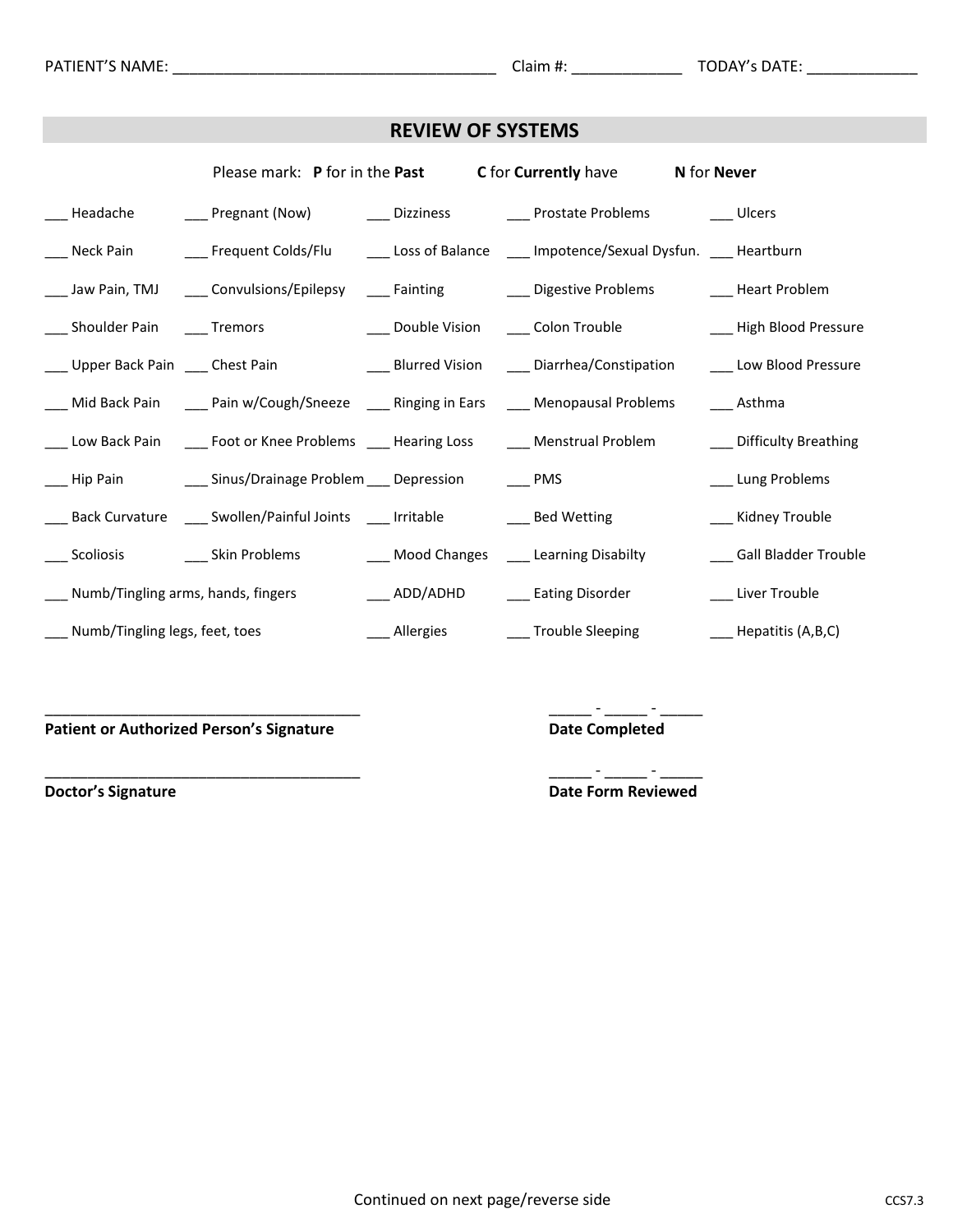PATIENT'S NAME: ______________________________________ Claim #: _____________ TODAY's DATE: _____________

## REVIEW OF SYSTEMS

Please mark: **P** for in the **Past** **C** for **Currently** have **N** for **Never**

| | | | | |
|---|---|---|---|---|
| ___ Headache | ___ Pregnant (Now) | ___ Dizziness | ___ Prostate Problems | ___ Ulcers |
| ___ Neck Pain | ___ Frequent Colds/Flu | ___ Loss of Balance | ___ Impotence/Sexual Dysfun. | ___ Heartburn |
| ___ Jaw Pain, TMJ | ___ Convulsions/Epilepsy | ___ Fainting | ___ Digestive Problems | ___ Heart Problem |
| ___ Shoulder Pain | ___ Tremors | ___ Double Vision | ___ Colon Trouble | ___ High Blood Pressure |
| ___ Upper Back Pain | ___ Chest Pain | ___ Blurred Vision | ___ Diarrhea/Constipation | ___ Low Blood Pressure |
| ___ Mid Back Pain | ___ Pain w/Cough/Sneeze | ___ Ringing in Ears | ___ Menopausal Problems | ___ Asthma |
| ___ Low Back Pain | ___ Foot or Knee Problems | ___ Hearing Loss | ___ Menstrual Problem | ___ Difficulty Breathing |
| ___ Hip Pain | ___ Sinus/Drainage Problem | ___ Depression | ___ PMS | ___ Lung Problems |
| ___ Back Curvature | ___ Swollen/Painful Joints | ___ Irritable | ___ Bed Wetting | ___ Kidney Trouble |
| ___ Scoliosis | ___ Skin Problems | ___ Mood Changes | ___ Learning Disabilty | ___ Gall Bladder Trouble |
| ___ Numb/Tingling arms, hands, fingers | | ___ ADD/ADHD | ___ Eating Disorder | ___ Liver Trouble |
| ___ Numb/Tingling legs, feet, toes | | ___ Allergies | ___ Trouble Sleeping | ___ Hepatitis (A,B,C) |

_______________________________________ _____ - _____ - _____

**Patient or Authorized Person's Signature** **Date Completed**

_______________________________________ _____ - _____ - _____

**Doctor's Signature** **Date Form Reviewed**

Continued on next page/reverse side

CCS7.3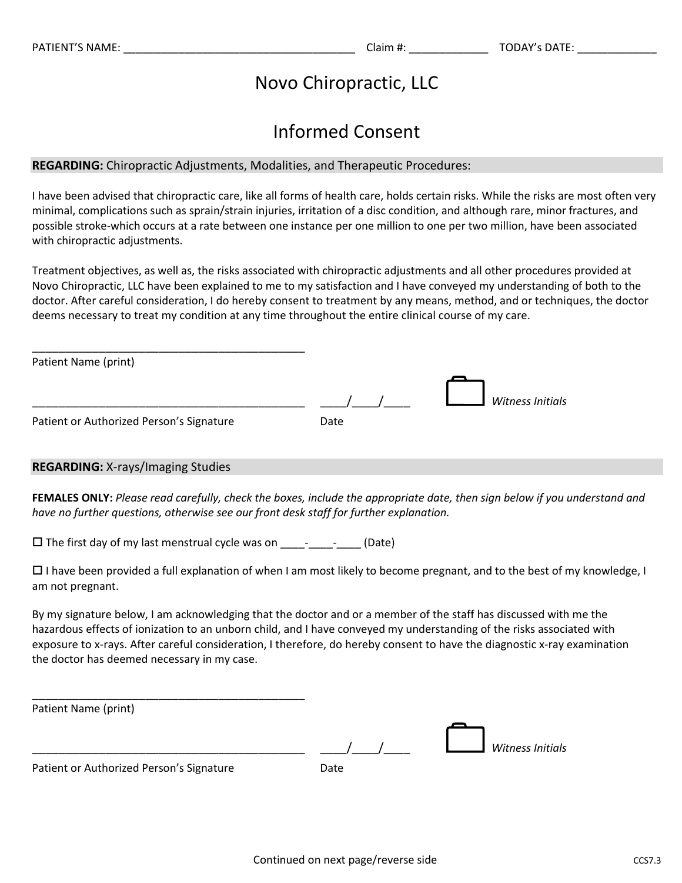PATIENT'S NAME: ______________________________________ Claim #: _____________ TODAY's DATE: _____________

# Novo Chiropractic, LLC

## Informed Consent

**REGARDING:** Chiropractic Adjustments, Modalities, and Therapeutic Procedures:

I have been advised that chiropractic care, like all forms of health care, holds certain risks. While the risks are most often very minimal, complications such as sprain/strain injuries, irritation of a disc condition, and although rare, minor fractures, and possible stroke-which occurs at a rate between one instance per one million to one per two million, have been associated with chiropractic adjustments.

Treatment objectives, as well as, the risks associated with chiropractic adjustments and all other procedures provided at Novo Chiropractic, LLC have been explained to me to my satisfaction and I have conveyed my understanding of both to the doctor. After careful consideration, I do hereby consent to treatment by any means, method, and or techniques, the doctor deems necessary to treat my condition at any time throughout the entire clinical course of my care.

_____________________________________________
Patient Name (print)

_____________________________________________ ____/____/____ ☐ *Witness Initials*
Patient or Authorized Person's Signature Date

**REGARDING:** X-rays/Imaging Studies

**FEMALES ONLY:** *Please read carefully, check the boxes, include the appropriate date, then sign below if you understand and have no further questions, otherwise see our front desk staff for further explanation.*

☐ The first day of my last menstrual cycle was on ____-____-____ (Date)

☐ I have been provided a full explanation of when I am most likely to become pregnant, and to the best of my knowledge, I am not pregnant.

By my signature below, I am acknowledging that the doctor and or a member of the staff has discussed with me the hazardous effects of ionization to an unborn child, and I have conveyed my understanding of the risks associated with exposure to x-rays. After careful consideration, I therefore, do hereby consent to have the diagnostic x-ray examination the doctor has deemed necessary in my case.

_____________________________________________
Patient Name (print)

_____________________________________________ ____/____/____ ☐ *Witness Initials*
Patient or Authorized Person's Signature Date

Continued on next page/reverse side

CCS7.3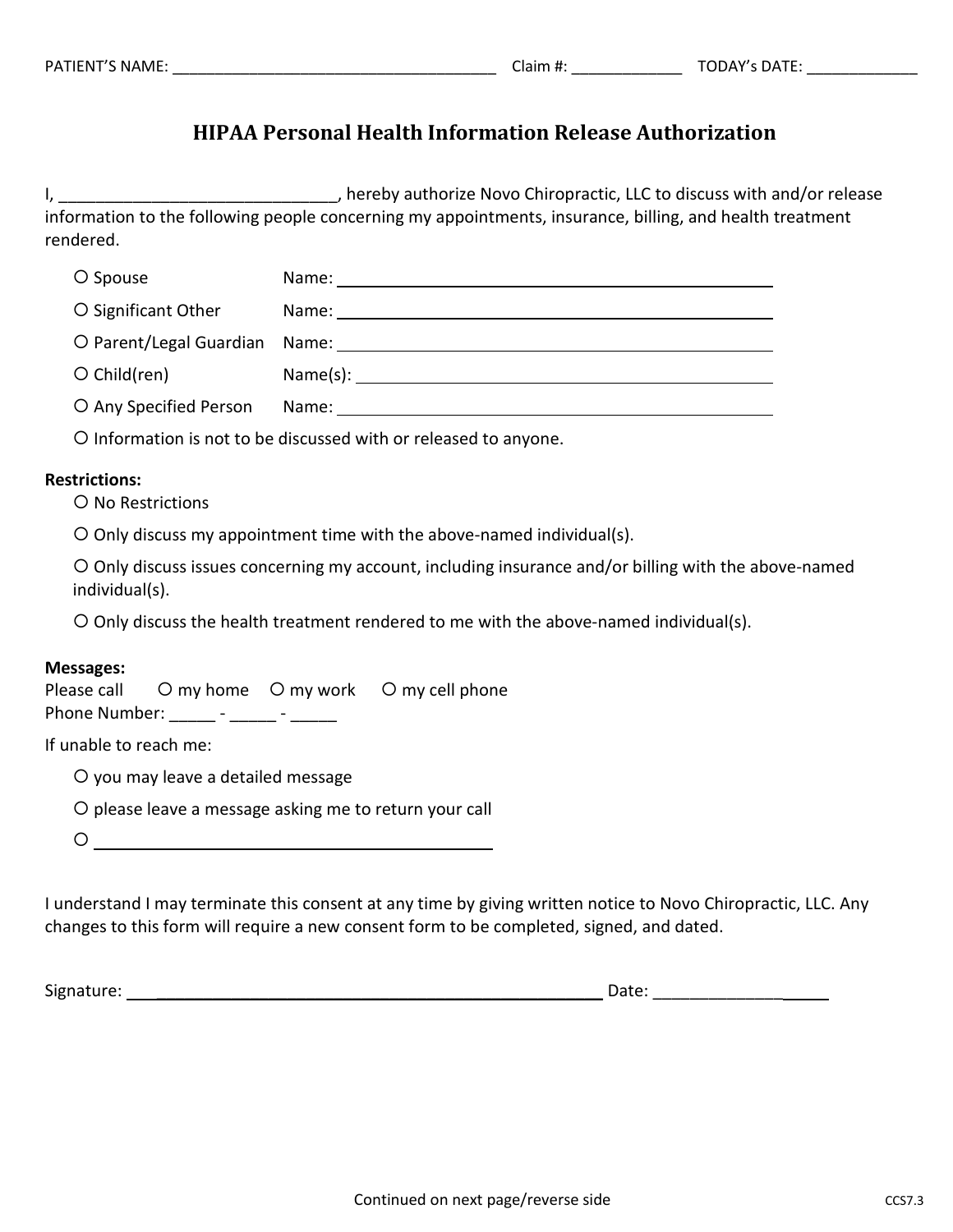PATIENT'S NAME: ______________________________________ Claim #: _____________ TODAY's DATE: _____________

# HIPAA Personal Health Information Release Authorization

I, ______________________________, hereby authorize Novo Chiropractic, LLC to discuss with and/or release information to the following people concerning my appointments, insurance, billing, and health treatment rendered.

- ○ Spouse Name: ______________________________________________
- ○ Significant Other Name: ______________________________________________
- ○ Parent/Legal Guardian Name: ______________________________________________
- ○ Child(ren) Name(s): ______________________________________________
- ○ Any Specified Person Name: ______________________________________________
- ○ Information is not to be discussed with or released to anyone.

**Restrictions:**

- ○ No Restrictions
- ○ Only discuss my appointment time with the above-named individual(s).
- ○ Only discuss issues concerning my account, including insurance and/or billing with the above-named individual(s).
- ○ Only discuss the health treatment rendered to me with the above-named individual(s).

**Messages:**

Please call ○ my home ○ my work ○ my cell phone

Phone Number: _____ - _____ - _____

If unable to reach me:

- ○ you may leave a detailed message
- ○ please leave a message asking me to return your call
- ○ ____________________________________________

I understand I may terminate this consent at any time by giving written notice to Novo Chiropractic, LLC. Any changes to this form will require a new consent form to be completed, signed, and dated.

Signature: ______________________________________________________ Date: ___________________

Continued on next page/reverse side

CCS7.3